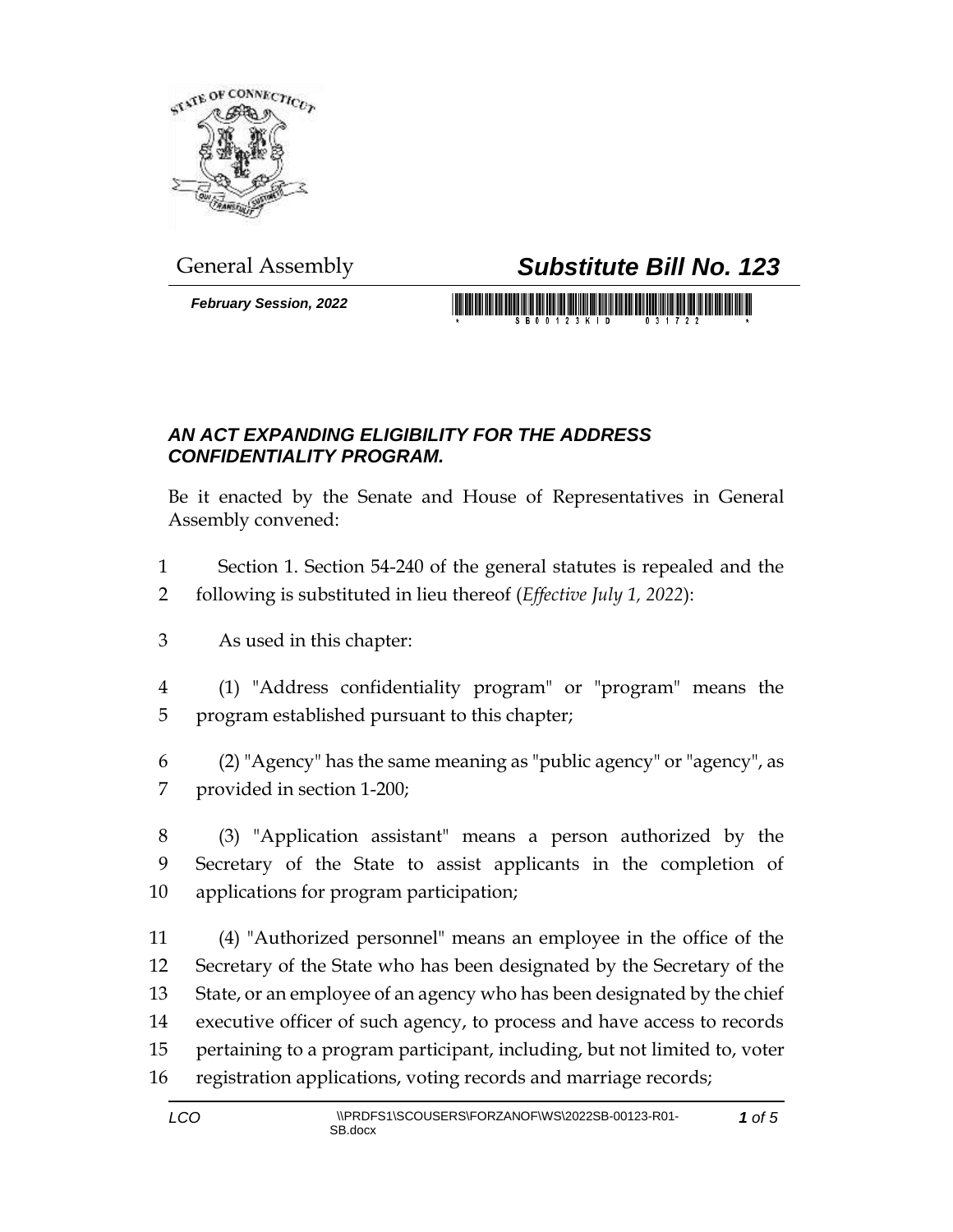General Assembly

# *Substitute Bill No. 123*

***February Session, 2022***

## *AN ACT EXPANDING ELIGIBILITY FOR THE ADDRESS CONFIDENTIALITY PROGRAM.*

Be it enacted by the Senate and House of Representatives in General Assembly convened:

1 Section 1. Section 54-240 of the general statutes is repealed and the
2 following is substituted in lieu thereof (*Effective July 1, 2022*):

3 As used in this chapter:

4 (1) "Address confidentiality program" or "program" means the
5 program established pursuant to this chapter;

6 (2) "Agency" has the same meaning as "public agency" or "agency", as
7 provided in section 1-200;

8 (3) "Application assistant" means a person authorized by the
9 Secretary of the State to assist applicants in the completion of
10 applications for program participation;

11 (4) "Authorized personnel" means an employee in the office of the
12 Secretary of the State who has been designated by the Secretary of the
13 State, or an employee of an agency who has been designated by the chief
14 executive officer of such agency, to process and have access to records
15 pertaining to a program participant, including, but not limited to, voter
16 registration applications, voting records and marriage records;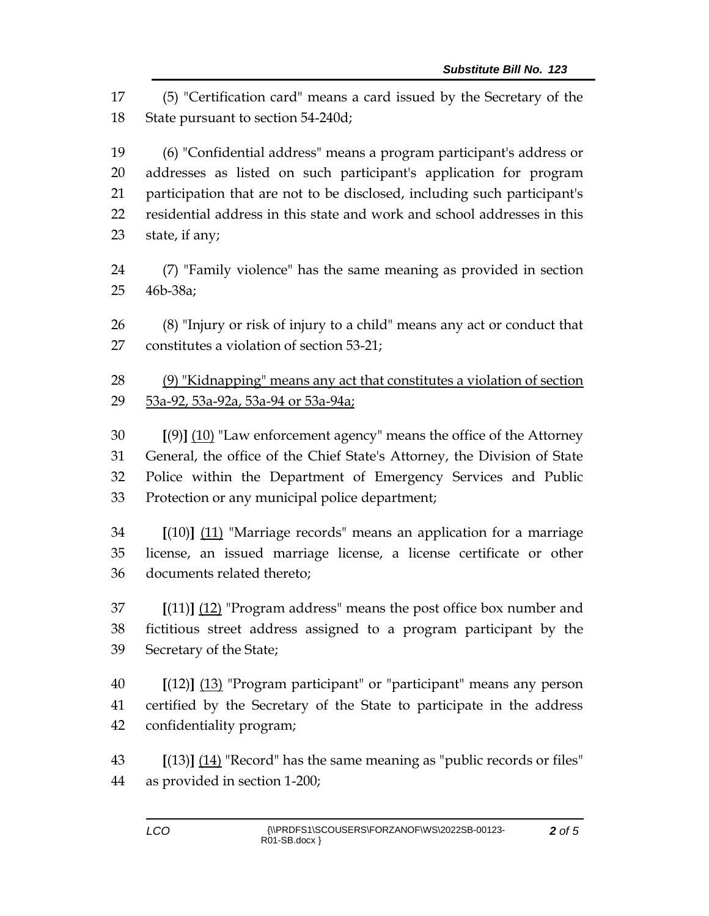(5) "Certification card" means a card issued by the Secretary of the State pursuant to section 54-240d;

(6) "Confidential address" means a program participant's address or addresses as listed on such participant's application for program participation that are not to be disclosed, including such participant's residential address in this state and work and school addresses in this state, if any;

(7) "Family violence" has the same meaning as provided in section 46b-38a;

(8) "Injury or risk of injury to a child" means any act or conduct that constitutes a violation of section 53-21;

<u>(9) "Kidnapping" means any act that constitutes a violation of section 53a-92, 53a-92a, 53a-94 or 53a-94a;</u>

**[**(9)**]** <u>(10)</u> "Law enforcement agency" means the office of the Attorney General, the office of the Chief State's Attorney, the Division of State Police within the Department of Emergency Services and Public Protection or any municipal police department;

**[**(10)**]** <u>(11)</u> "Marriage records" means an application for a marriage license, an issued marriage license, a license certificate or other documents related thereto;

**[**(11)**]** <u>(12)</u> "Program address" means the post office box number and fictitious street address assigned to a program participant by the Secretary of the State;

**[**(12)**]** <u>(13)</u> "Program participant" or "participant" means any person certified by the Secretary of the State to participate in the address confidentiality program;

**[**(13)**]** <u>(14)</u> "Record" has the same meaning as "public records or files" as provided in section 1-200;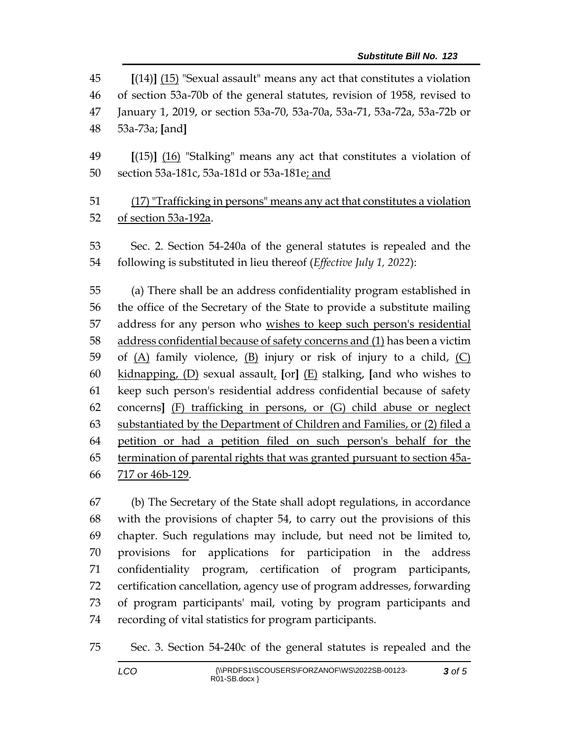45 [(14)] (15) "Sexual assault" means any act that constitutes a violation
46 of section 53a-70b of the general statutes, revision of 1958, revised to
47 January 1, 2019, or section 53a-70, 53a-70a, 53a-71, 53a-72a, 53a-72b or
48 53a-73a; [and]

49 [(15)] (16) "Stalking" means any act that constitutes a violation of
50 section 53a-181c, 53a-181d or 53a-181e; and

51 (17) "Trafficking in persons" means any act that constitutes a violation
52 of section 53a-192a.

53 Sec. 2. Section 54-240a of the general statutes is repealed and the
54 following is substituted in lieu thereof (*Effective July 1, 2022*):

55 (a) There shall be an address confidentiality program established in
56 the office of the Secretary of the State to provide a substitute mailing
57 address for any person who wishes to keep such person's residential
58 address confidential because of safety concerns and (1) has been a victim
59 of (A) family violence, (B) injury or risk of injury to a child, (C)
60 kidnapping, (D) sexual assault, [or] (E) stalking, [and who wishes to
61 keep such person's residential address confidential because of safety
62 concerns] (F) trafficking in persons, or (G) child abuse or neglect
63 substantiated by the Department of Children and Families, or (2) filed a
64 petition or had a petition filed on such person's behalf for the
65 termination of parental rights that was granted pursuant to section 45a-
66 717 or 46b-129.

67 (b) The Secretary of the State shall adopt regulations, in accordance
68 with the provisions of chapter 54, to carry out the provisions of this
69 chapter. Such regulations may include, but need not be limited to,
70 provisions for applications for participation in the address
71 confidentiality program, certification of program participants,
72 certification cancellation, agency use of program addresses, forwarding
73 of program participants' mail, voting by program participants and
74 recording of vital statistics for program participants.

75 Sec. 3. Section 54-240c of the general statutes is repealed and the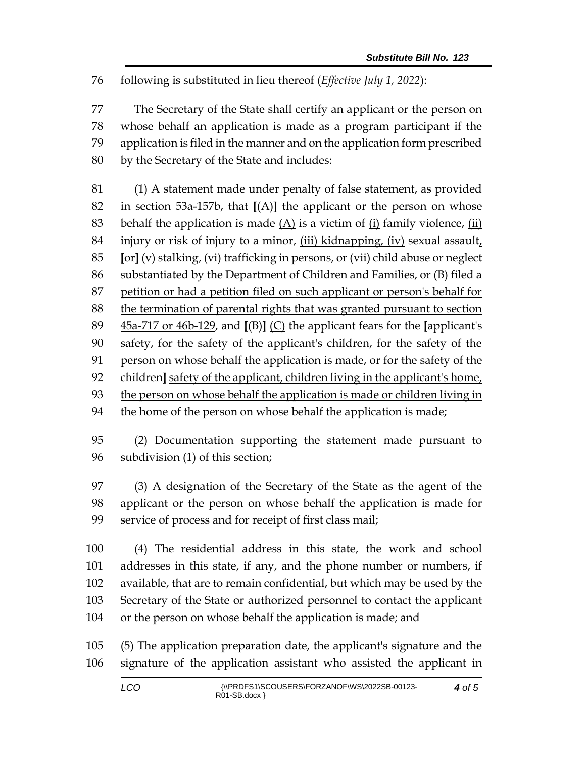76 following is substituted in lieu thereof (*Effective July 1, 2022*):

77 The Secretary of the State shall certify an applicant or the person on
78 whose behalf an application is made as a program participant if the
79 application is filed in the manner and on the application form prescribed
80 by the Secretary of the State and includes:

81 (1) A statement made under penalty of false statement, as provided
82 in section 53a-157b, that **[**(A)**]** the applicant or the person on whose
83 behalf the application is made <u>(A)</u> is a victim of <u>(i)</u> family violence, <u>(ii)</u>
84 injury or risk of injury to a minor, <u>(iii) kidnapping, (iv)</u> sexual assault<u>,</u>
85 **[**or**]** <u>(v)</u> stalking<u>, (vi) trafficking in persons, or (vii) child abuse or neglect</u>
86 <u>substantiated by the Department of Children and Families, or (B) filed a</u>
87 <u>petition or had a petition filed on such applicant or person's behalf for</u>
88 <u>the termination of parental rights that was granted pursuant to section</u>
89 <u>45a-717 or 46b-129</u>, and **[**(B)**]** <u>(C)</u> the applicant fears for the **[**applicant's
90 safety, for the safety of the applicant's children, for the safety of the
91 person on whose behalf the application is made, or for the safety of the
92 children**]** <u>safety of the applicant, children living in the applicant's home,</u>
93 <u>the person on whose behalf the application is made or children living in</u>
94 <u>the home</u> of the person on whose behalf the application is made;

95 (2) Documentation supporting the statement made pursuant to
96 subdivision (1) of this section;

97 (3) A designation of the Secretary of the State as the agent of the
98 applicant or the person on whose behalf the application is made for
99 service of process and for receipt of first class mail;

100 (4) The residential address in this state, the work and school
101 addresses in this state, if any, and the phone number or numbers, if
102 available, that are to remain confidential, but which may be used by the
103 Secretary of the State or authorized personnel to contact the applicant
104 or the person on whose behalf the application is made; and

105 (5) The application preparation date, the applicant's signature and the
106 signature of the application assistant who assisted the applicant in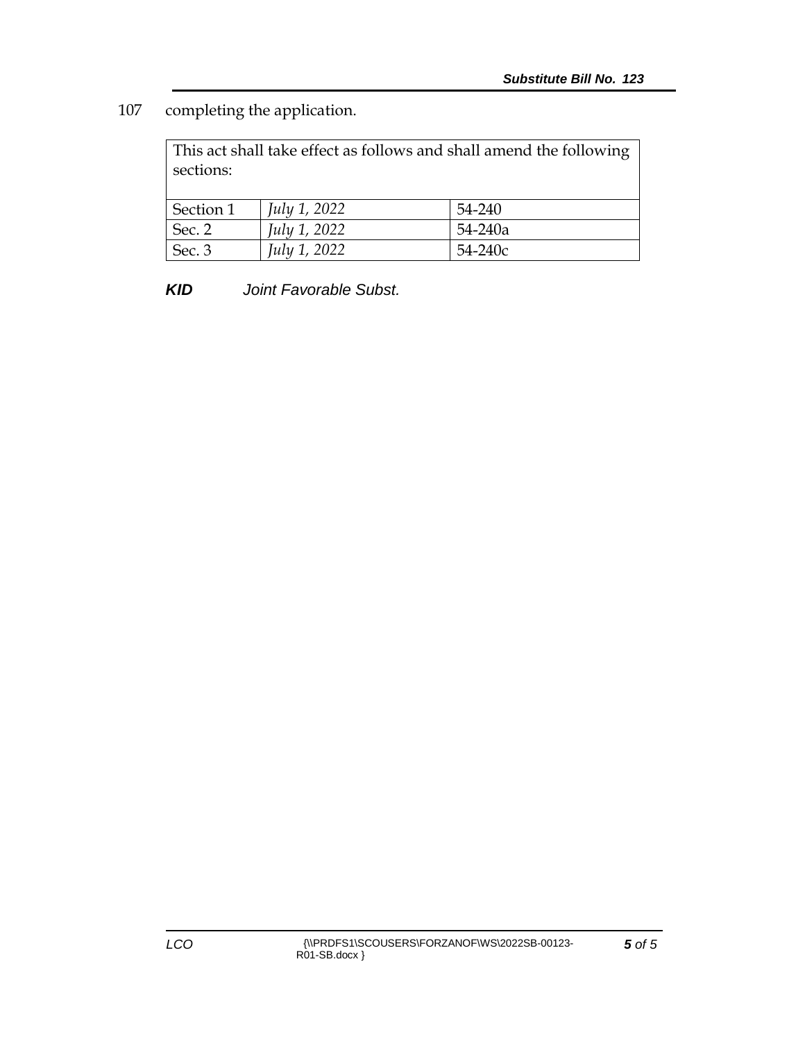107 completing the application.

| This act shall take effect as follows and shall amend the following sections: | | |
|---|---|---|
| Section 1 | *July 1, 2022* | 54-240 |
| Sec. 2 | *July 1, 2022* | 54-240a |
| Sec. 3 | *July 1, 2022* | 54-240c |

***KID*** *Joint Favorable Subst.*